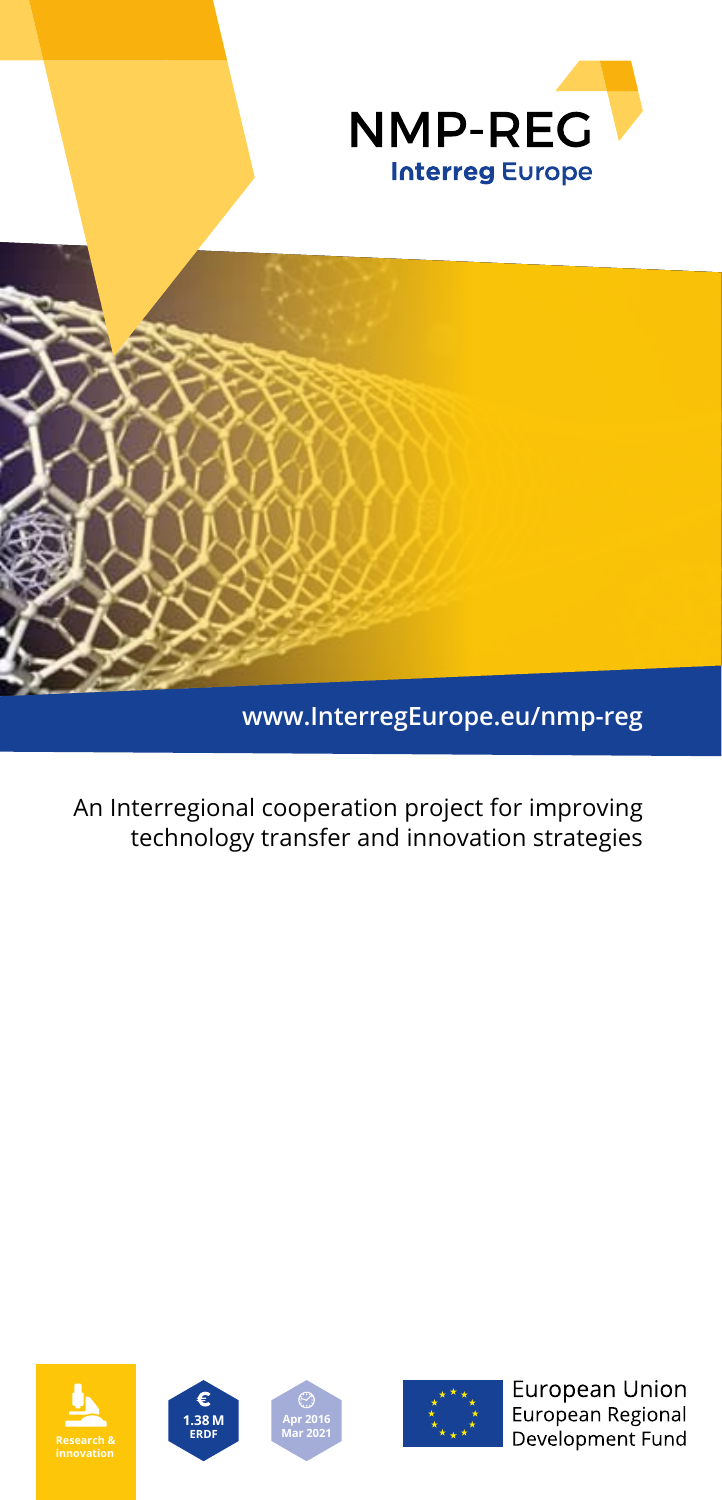# NMP-REG

**Interreg** Europe

www.InterregEurope.eu/nmp-reg

An Interregional cooperation project for improving technology transfer and innovation strategies

Research & innovation

€ 1.38 M ERDF

Apr 2016 Mar 2021

European Union
European Regional Development Fund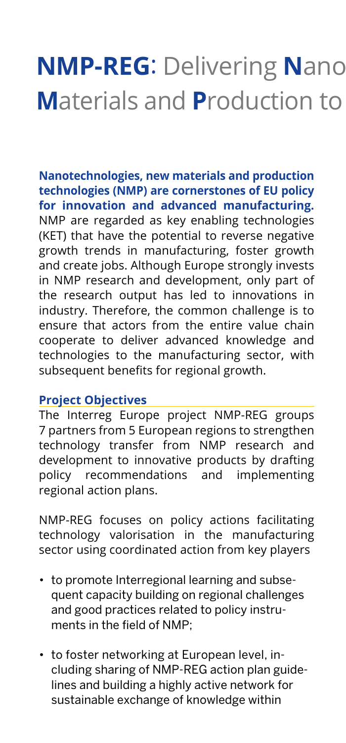# **NMP-REG**: Delivering **N**ano **M**aterials and **P**roduction to

**Nanotechnologies, new materials and production technologies (NMP) are cornerstones of EU policy for innovation and advanced manufacturing.** NMP are regarded as key enabling technologies (KET) that have the potential to reverse negative growth trends in manufacturing, foster growth and create jobs. Although Europe strongly invests in NMP research and development, only part of the research output has led to innovations in industry. Therefore, the common challenge is to ensure that actors from the entire value chain cooperate to deliver advanced knowledge and technologies to the manufacturing sector, with subsequent benefits for regional growth.

## Project Objectives

The Interreg Europe project NMP-REG groups 7 partners from 5 European regions to strengthen technology transfer from NMP research and development to innovative products by drafting policy recommendations and implementing regional action plans.

NMP-REG focuses on policy actions facilitating technology valorisation in the manufacturing sector using coordinated action from key players

- to promote Interregional learning and subsequent capacity building on regional challenges and good practices related to policy instruments in the field of NMP;
- to foster networking at European level, including sharing of NMP-REG action plan guidelines and building a highly active network for sustainable exchange of knowledge within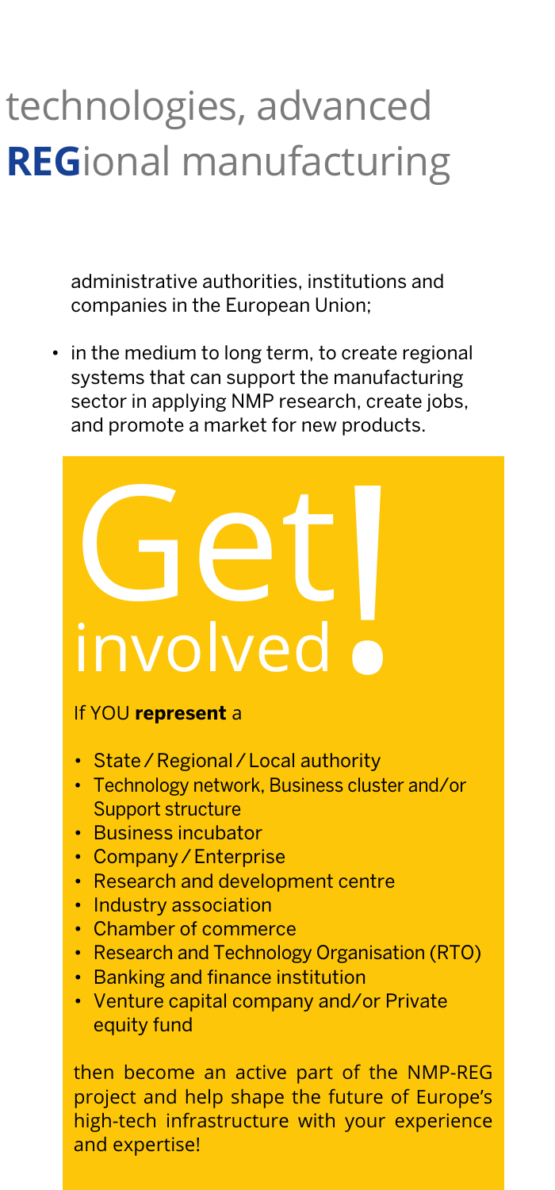# technologies, advanced **REG**ional manufacturing

administrative authorities, institutions and companies in the European Union;

- in the medium to long term, to create regional systems that can support the manufacturing sector in applying NMP research, create jobs, and promote a market for new products.

## Get involved!

If YOU **represent** a

- State / Regional / Local authority
- Technology network, Business cluster and/or Support structure
- Business incubator
- Company / Enterprise
- Research and development centre
- Industry association
- Chamber of commerce
- Research and Technology Organisation (RTO)
- Banking and finance institution
- Venture capital company and/or Private equity fund

then become an active part of the NMP-REG project and help shape the future of Europe's high-tech infrastructure with your experience and expertise!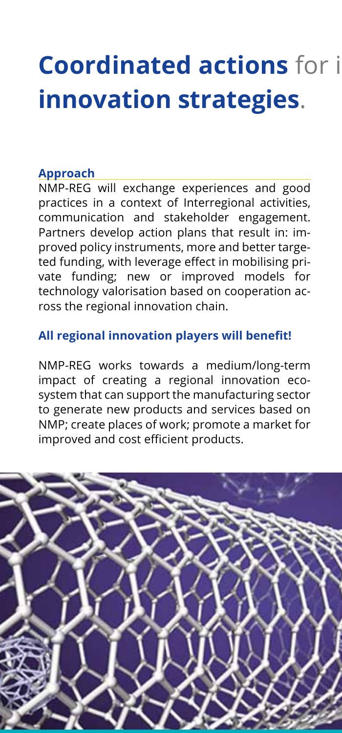# **Coordinated actions** for i **innovation strategies**.

**Approach**

NMP-REG will exchange experiences and good practices in a context of Interregional activities, communication and stakeholder engagement. Partners develop action plans that result in: improved policy instruments, more and better targeted funding, with leverage effect in mobilising private funding; new or improved models for technology valorisation based on cooperation across the regional innovation chain.

**All regional innovation players will benefit!**

NMP-REG works towards a medium/long-term impact of creating a regional innovation ecosystem that can support the manufacturing sector to generate new products and services based on NMP; create places of work; promote a market for improved and cost efficient products.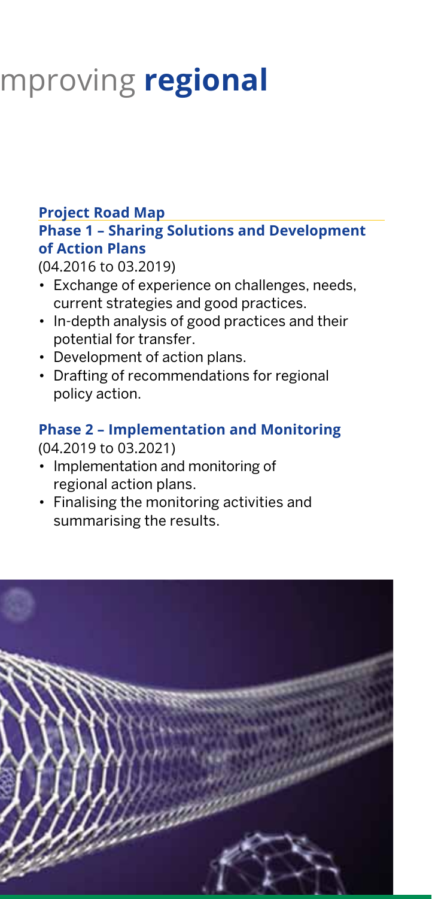# mproving **regional**

### Project Road Map

### Phase 1 – Sharing Solutions and Development of Action Plans

(04.2016 to 03.2019)

- Exchange of experience on challenges, needs, current strategies and good practices.
- In-depth analysis of good practices and their potential for transfer.
- Development of action plans.
- Drafting of recommendations for regional policy action.

### Phase 2 – Implementation and Monitoring

(04.2019 to 03.2021)

- Implementation and monitoring of regional action plans.
- Finalising the monitoring activities and summarising the results.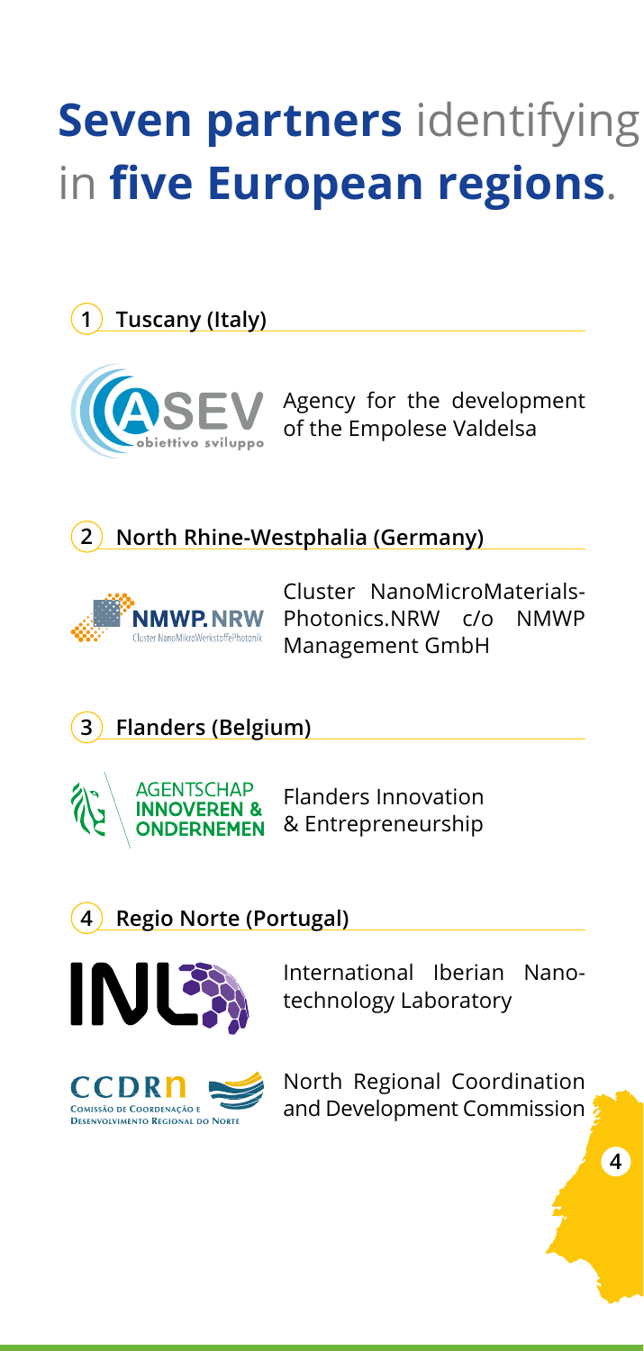# **Seven partners** identifying in **five European regions**.

## 1 Tuscany (Italy)

Agency for the development of the Empolese Valdelsa

## 2 North Rhine-Westphalia (Germany)

Cluster NanoMicroMaterials-Photonics.NRW c/o NMWP Management GmbH

## 3 Flanders (Belgium)

Flanders Innovation & Entrepreneurship

## 4 Regio Norte (Portugal)

International Iberian Nanotechnology Laboratory

North Regional Coordination and Development Commission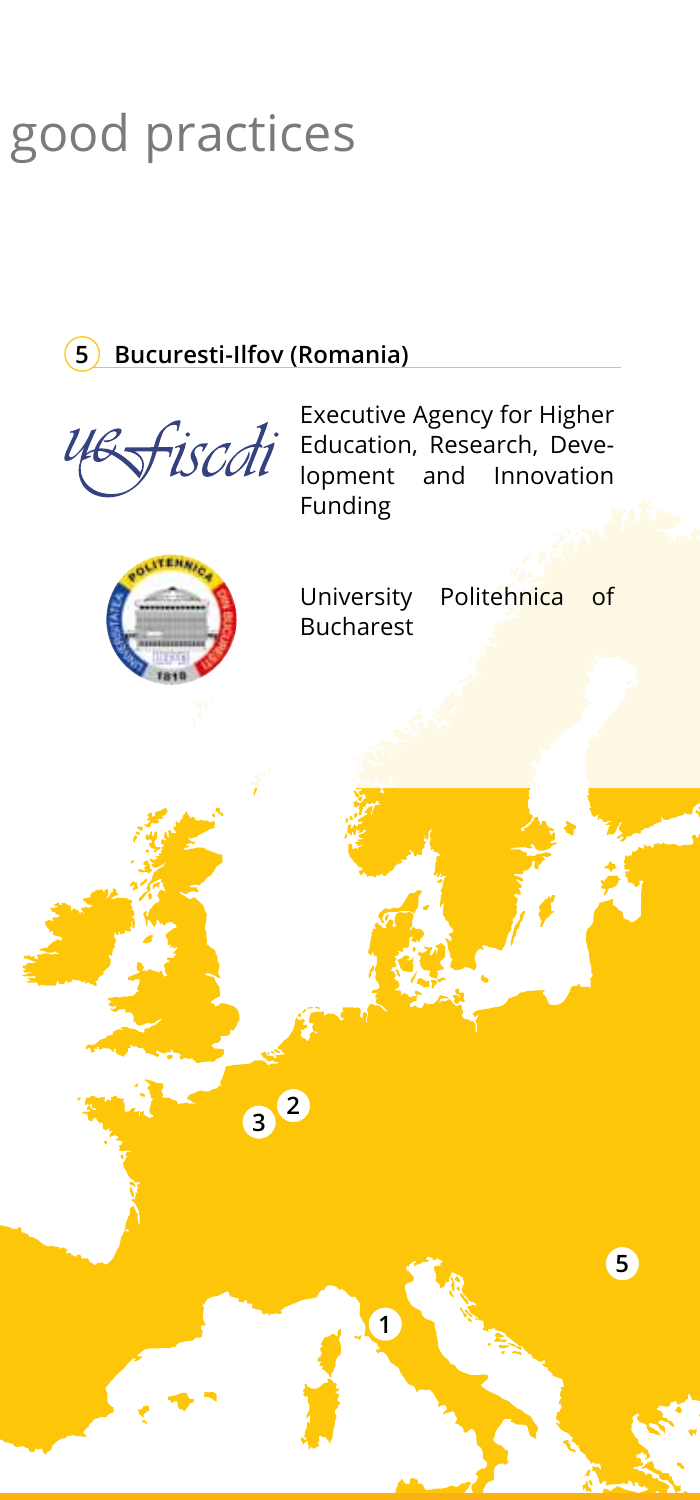# good practices

**5 Bucuresti-Ilfov (Romania)**

Executive Agency for Higher Education, Research, Development and Innovation Funding

University Politehnica of Bucharest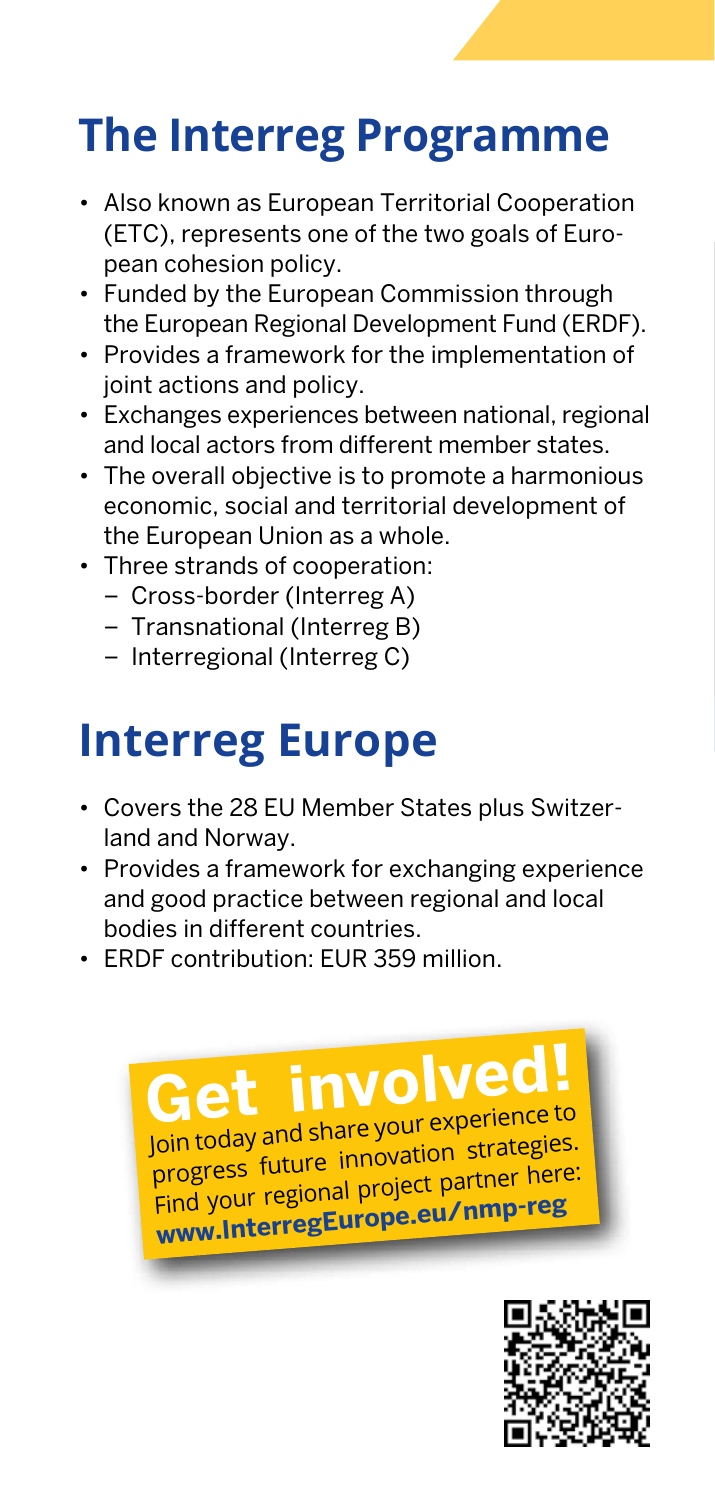# The Interreg Programme

- Also known as European Territorial Cooperation (ETC), represents one of the two goals of European cohesion policy.
- Funded by the European Commission through the European Regional Development Fund (ERDF).
- Provides a framework for the implementation of joint actions and policy.
- Exchanges experiences between national, regional and local actors from different member states.
- The overall objective is to promote a harmonious economic, social and territorial development of the European Union as a whole.
- Three strands of cooperation:
  - Cross-border (Interreg A)
  - Transnational (Interreg B)
  - Interregional (Interreg C)

# Interreg Europe

- Covers the 28 EU Member States plus Switzerland and Norway.
- Provides a framework for exchanging experience and good practice between regional and local bodies in different countries.
- ERDF contribution: EUR 359 million.

## Get involved!

Join today and share your experience to progress future innovation strategies. Find your regional project partner here: **www.InterregEurope.eu/nmp-reg**